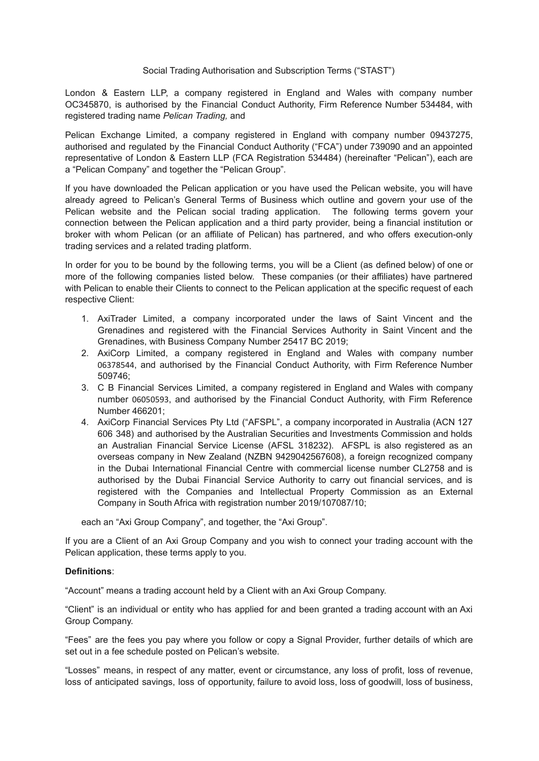Social Trading Authorisation and Subscription Terms ("STAST")

London & Eastern LLP, a company registered in England and Wales with company number OC345870, is authorised by the Financial Conduct Authority, Firm Reference Number 534484, with registered trading name *Pelican Trading,* and

Pelican Exchange Limited, a company registered in England with company number 09437275, authorised and regulated by the Financial Conduct Authority ("FCA") under 739090 and an appointed representative of London & Eastern LLP (FCA Registration 534484) (hereinafter "Pelican"), each are a "Pelican Company" and together the "Pelican Group".

If you have downloaded the Pelican application or you have used the Pelican website, you will have already agreed to Pelican's General Terms of Business which outline and govern your use of the Pelican website and the Pelican social trading application. The following terms govern your connection between the Pelican application and a third party provider, being a financial institution or broker with whom Pelican (or an affiliate of Pelican) has partnered, and who offers execution-only trading services and a related trading platform.

In order for you to be bound by the following terms, you will be a Client (as defined below) of one or more of the following companies listed below. These companies (or their affiliates) have partnered with Pelican to enable their Clients to connect to the Pelican application at the specific request of each respective Client:

1. AxiTrader Limited, a company incorporated under the laws of Saint Vincent and the Grenadines and registered with the Financial Services Authority in Saint Vincent and the Grenadines, with Business Company Number 25417 BC 2019;
2. AxiCorp Limited, a company registered in England and Wales with company number 06378544, and authorised by the Financial Conduct Authority, with Firm Reference Number 509746;
3. C B Financial Services Limited, a company registered in England and Wales with company number 06050593, and authorised by the Financial Conduct Authority, with Firm Reference Number 466201;
4. AxiCorp Financial Services Pty Ltd ("AFSPL", a company incorporated in Australia (ACN 127 606 348) and authorised by the Australian Securities and Investments Commission and holds an Australian Financial Service License (AFSL 318232). AFSPL is also registered as an overseas company in New Zealand (NZBN 9429042567608), a foreign recognized company in the Dubai International Financial Centre with commercial license number CL2758 and is authorised by the Dubai Financial Service Authority to carry out financial services, and is registered with the Companies and Intellectual Property Commission as an External Company in South Africa with registration number 2019/107087/10;

each an "Axi Group Company", and together, the "Axi Group".

If you are a Client of an Axi Group Company and you wish to connect your trading account with the Pelican application, these terms apply to you.

**Definitions**:

"Account" means a trading account held by a Client with an Axi Group Company.

"Client" is an individual or entity who has applied for and been granted a trading account with an Axi Group Company.

"Fees" are the fees you pay where you follow or copy a Signal Provider, further details of which are set out in a fee schedule posted on Pelican's website.

"Losses" means, in respect of any matter, event or circumstance, any loss of profit, loss of revenue, loss of anticipated savings, loss of opportunity, failure to avoid loss, loss of goodwill, loss of business,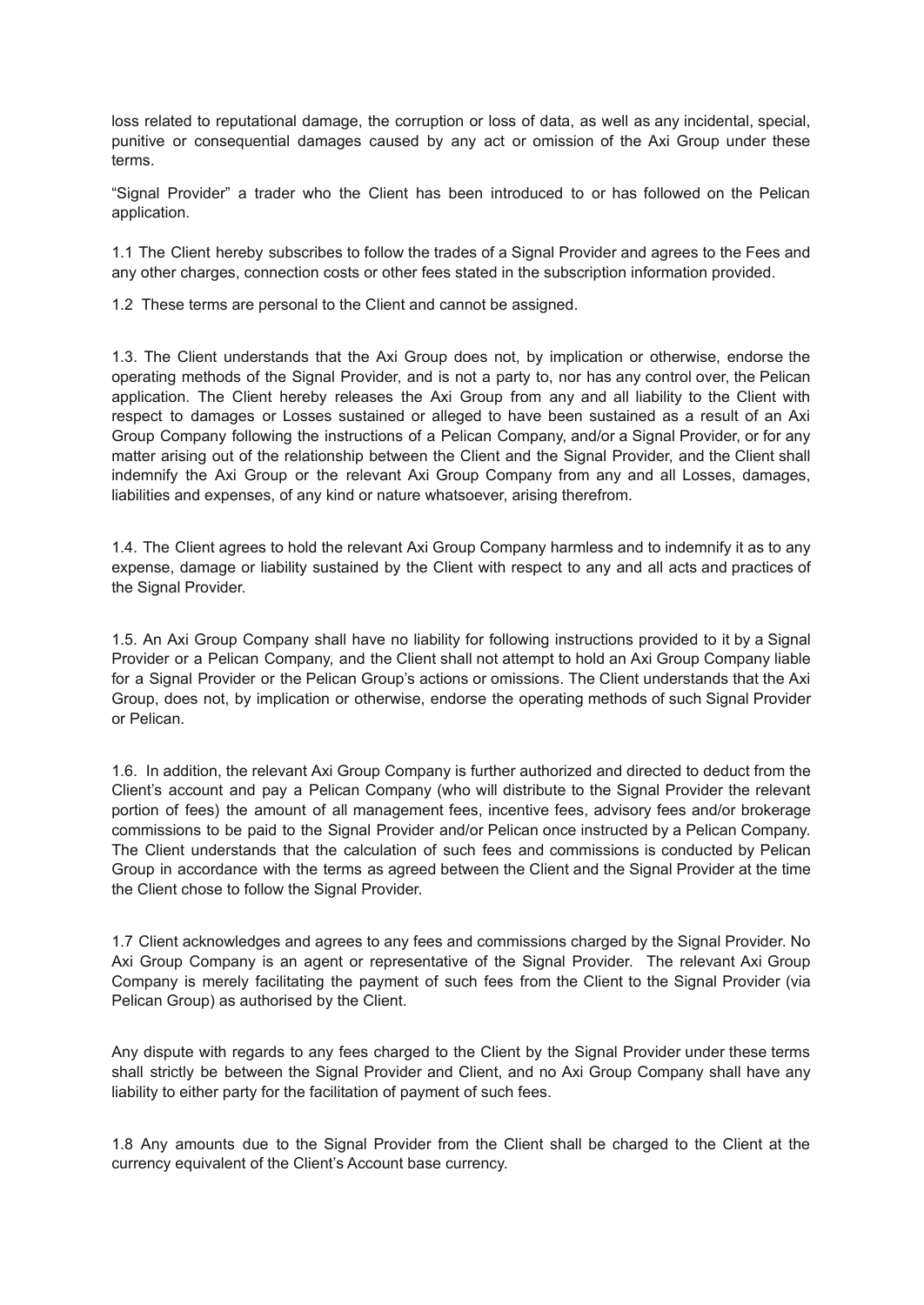loss related to reputational damage, the corruption or loss of data, as well as any incidental, special, punitive or consequential damages caused by any act or omission of the Axi Group under these terms.

"Signal Provider" a trader who the Client has been introduced to or has followed on the Pelican application.

1.1 The Client hereby subscribes to follow the trades of a Signal Provider and agrees to the Fees and any other charges, connection costs or other fees stated in the subscription information provided.

1.2 These terms are personal to the Client and cannot be assigned.

1.3. The Client understands that the Axi Group does not, by implication or otherwise, endorse the operating methods of the Signal Provider, and is not a party to, nor has any control over, the Pelican application. The Client hereby releases the Axi Group from any and all liability to the Client with respect to damages or Losses sustained or alleged to have been sustained as a result of an Axi Group Company following the instructions of a Pelican Company, and/or a Signal Provider, or for any matter arising out of the relationship between the Client and the Signal Provider, and the Client shall indemnify the Axi Group or the relevant Axi Group Company from any and all Losses, damages, liabilities and expenses, of any kind or nature whatsoever, arising therefrom.

1.4. The Client agrees to hold the relevant Axi Group Company harmless and to indemnify it as to any expense, damage or liability sustained by the Client with respect to any and all acts and practices of the Signal Provider.

1.5. An Axi Group Company shall have no liability for following instructions provided to it by a Signal Provider or a Pelican Company, and the Client shall not attempt to hold an Axi Group Company liable for a Signal Provider or the Pelican Group's actions or omissions. The Client understands that the Axi Group, does not, by implication or otherwise, endorse the operating methods of such Signal Provider or Pelican.

1.6. In addition, the relevant Axi Group Company is further authorized and directed to deduct from the Client's account and pay a Pelican Company (who will distribute to the Signal Provider the relevant portion of fees) the amount of all management fees, incentive fees, advisory fees and/or brokerage commissions to be paid to the Signal Provider and/or Pelican once instructed by a Pelican Company. The Client understands that the calculation of such fees and commissions is conducted by Pelican Group in accordance with the terms as agreed between the Client and the Signal Provider at the time the Client chose to follow the Signal Provider.

1.7 Client acknowledges and agrees to any fees and commissions charged by the Signal Provider. No Axi Group Company is an agent or representative of the Signal Provider. The relevant Axi Group Company is merely facilitating the payment of such fees from the Client to the Signal Provider (via Pelican Group) as authorised by the Client.

Any dispute with regards to any fees charged to the Client by the Signal Provider under these terms shall strictly be between the Signal Provider and Client, and no Axi Group Company shall have any liability to either party for the facilitation of payment of such fees.

1.8 Any amounts due to the Signal Provider from the Client shall be charged to the Client at the currency equivalent of the Client's Account base currency.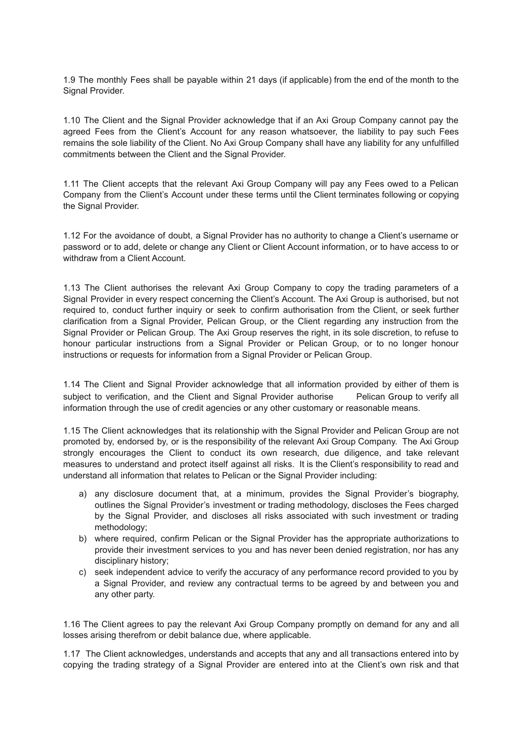1.9 The monthly Fees shall be payable within 21 days (if applicable) from the end of the month to the Signal Provider.

1.10 The Client and the Signal Provider acknowledge that if an Axi Group Company cannot pay the agreed Fees from the Client's Account for any reason whatsoever, the liability to pay such Fees remains the sole liability of the Client. No Axi Group Company shall have any liability for any unfulfilled commitments between the Client and the Signal Provider.

1.11 The Client accepts that the relevant Axi Group Company will pay any Fees owed to a Pelican Company from the Client's Account under these terms until the Client terminates following or copying the Signal Provider.

1.12 For the avoidance of doubt, a Signal Provider has no authority to change a Client's username or password or to add, delete or change any Client or Client Account information, or to have access to or withdraw from a Client Account.

1.13 The Client authorises the relevant Axi Group Company to copy the trading parameters of a Signal Provider in every respect concerning the Client's Account. The Axi Group is authorised, but not required to, conduct further inquiry or seek to confirm authorisation from the Client, or seek further clarification from a Signal Provider, Pelican Group, or the Client regarding any instruction from the Signal Provider or Pelican Group. The Axi Group reserves the right, in its sole discretion, to refuse to honour particular instructions from a Signal Provider or Pelican Group, or to no longer honour instructions or requests for information from a Signal Provider or Pelican Group.

1.14 The Client and Signal Provider acknowledge that all information provided by either of them is subject to verification, and the Client and Signal Provider authorise Pelican Group to verify all information through the use of credit agencies or any other customary or reasonable means.

1.15 The Client acknowledges that its relationship with the Signal Provider and Pelican Group are not promoted by, endorsed by, or is the responsibility of the relevant Axi Group Company. The Axi Group strongly encourages the Client to conduct its own research, due diligence, and take relevant measures to understand and protect itself against all risks. It is the Client's responsibility to read and understand all information that relates to Pelican or the Signal Provider including:

a) any disclosure document that, at a minimum, provides the Signal Provider's biography, outlines the Signal Provider's investment or trading methodology, discloses the Fees charged by the Signal Provider, and discloses all risks associated with such investment or trading methodology;
b) where required, confirm Pelican or the Signal Provider has the appropriate authorizations to provide their investment services to you and has never been denied registration, nor has any disciplinary history;
c) seek independent advice to verify the accuracy of any performance record provided to you by a Signal Provider, and review any contractual terms to be agreed by and between you and any other party.

1.16 The Client agrees to pay the relevant Axi Group Company promptly on demand for any and all losses arising therefrom or debit balance due, where applicable.

1.17 The Client acknowledges, understands and accepts that any and all transactions entered into by copying the trading strategy of a Signal Provider are entered into at the Client's own risk and that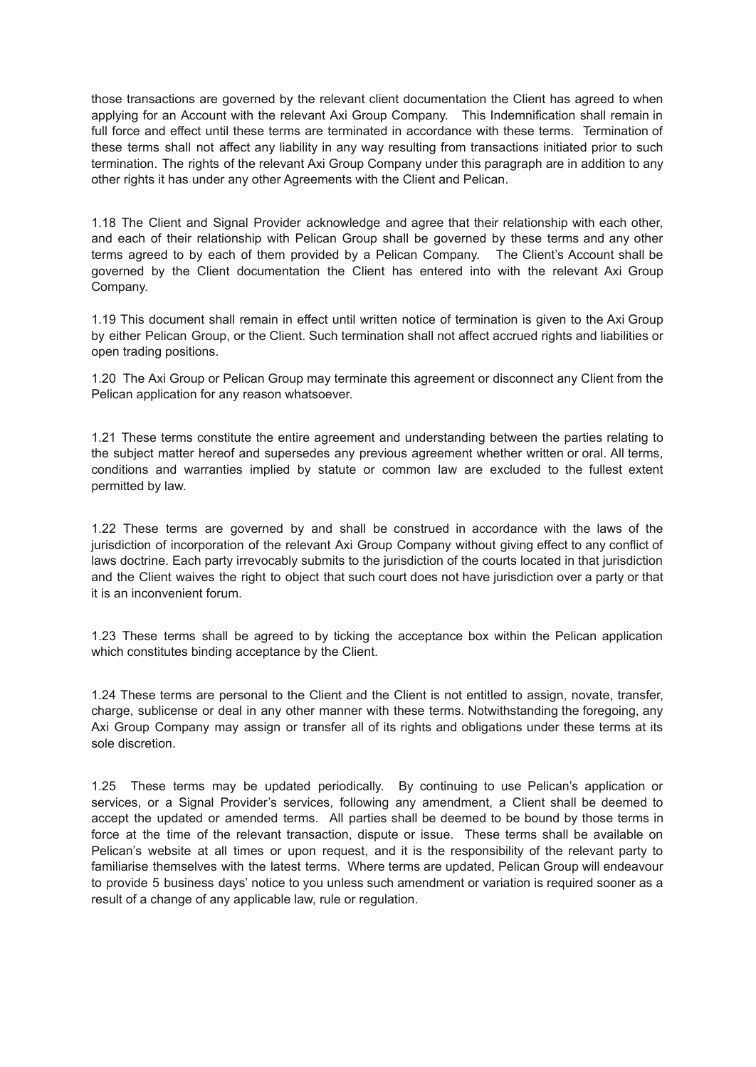those transactions are governed by the relevant client documentation the Client has agreed to when applying for an Account with the relevant Axi Group Company. This Indemnification shall remain in full force and effect until these terms are terminated in accordance with these terms. Termination of these terms shall not affect any liability in any way resulting from transactions initiated prior to such termination. The rights of the relevant Axi Group Company under this paragraph are in addition to any other rights it has under any other Agreements with the Client and Pelican.

1.18 The Client and Signal Provider acknowledge and agree that their relationship with each other, and each of their relationship with Pelican Group shall be governed by these terms and any other terms agreed to by each of them provided by a Pelican Company. The Client's Account shall be governed by the Client documentation the Client has entered into with the relevant Axi Group Company.

1.19 This document shall remain in effect until written notice of termination is given to the Axi Group by either Pelican Group, or the Client. Such termination shall not affect accrued rights and liabilities or open trading positions.

1.20 The Axi Group or Pelican Group may terminate this agreement or disconnect any Client from the Pelican application for any reason whatsoever.

1.21 These terms constitute the entire agreement and understanding between the parties relating to the subject matter hereof and supersedes any previous agreement whether written or oral. All terms, conditions and warranties implied by statute or common law are excluded to the fullest extent permitted by law.

1.22 These terms are governed by and shall be construed in accordance with the laws of the jurisdiction of incorporation of the relevant Axi Group Company without giving effect to any conflict of laws doctrine. Each party irrevocably submits to the jurisdiction of the courts located in that jurisdiction and the Client waives the right to object that such court does not have jurisdiction over a party or that it is an inconvenient forum.

1.23 These terms shall be agreed to by ticking the acceptance box within the Pelican application which constitutes binding acceptance by the Client.

1.24 These terms are personal to the Client and the Client is not entitled to assign, novate, transfer, charge, sublicense or deal in any other manner with these terms. Notwithstanding the foregoing, any Axi Group Company may assign or transfer all of its rights and obligations under these terms at its sole discretion.

1.25 These terms may be updated periodically. By continuing to use Pelican's application or services, or a Signal Provider's services, following any amendment, a Client shall be deemed to accept the updated or amended terms. All parties shall be deemed to be bound by those terms in force at the time of the relevant transaction, dispute or issue. These terms shall be available on Pelican's website at all times or upon request, and it is the responsibility of the relevant party to familiarise themselves with the latest terms. Where terms are updated, Pelican Group will endeavour to provide 5 business days' notice to you unless such amendment or variation is required sooner as a result of a change of any applicable law, rule or regulation.